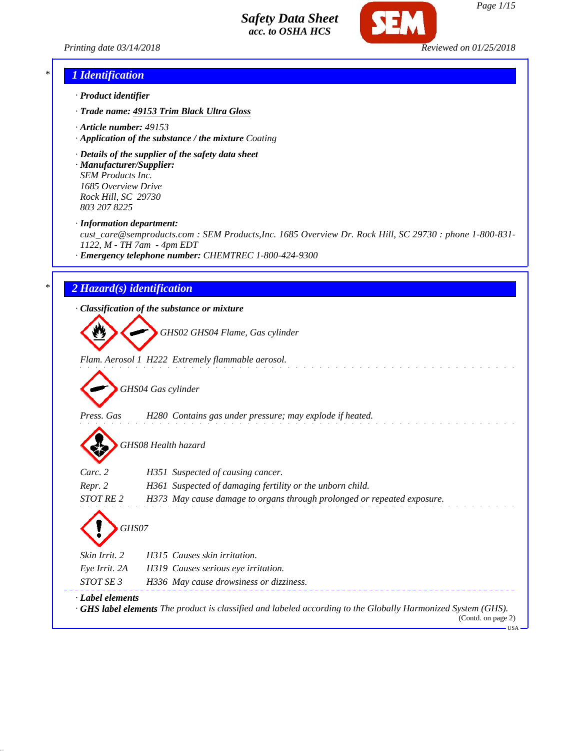# Safety Data Sheet
## acc. to OSHA HCS

Printing date 03/14/2018 | Reviewed on 01/25/2018

## 1 Identification

· **Product identifier**

· **Trade name:** **49153 Trim Black Ultra Gloss**

· **Article number:** 49153

· **Application of the substance / the mixture** Coating

· **Details of the supplier of the safety data sheet**

· **Manufacturer/Supplier:**
SEM Products Inc.
1685 Overview Drive
Rock Hill, SC 29730
803 207 8225

· **Information department:**
cust_care@semproducts.com : SEM Products,Inc. 1685 Overview Dr. Rock Hill, SC 29730 : phone 1-800-831-1122, M - TH 7am - 4pm EDT

· **Emergency telephone number:** CHEMTREC 1-800-424-9300

## 2 Hazard(s) identification

· **Classification of the substance or mixture**

GHS02 GHS04 Flame, Gas cylinder

Flam. Aerosol 1 H222 Extremely flammable aerosol.

GHS04 Gas cylinder

Press. Gas H280 Contains gas under pressure; may explode if heated.

GHS08 Health hazard

Carc. 2 H351 Suspected of causing cancer.
Repr. 2 H361 Suspected of damaging fertility or the unborn child.
STOT RE 2 H373 May cause damage to organs through prolonged or repeated exposure.

GHS07

Skin Irrit. 2 H315 Causes skin irritation.
Eye Irrit. 2A H319 Causes serious eye irritation.
STOT SE 3 H336 May cause drowsiness or dizziness.

· **Label elements**

· **GHS label elements** The product is classified and labeled according to the Globally Harmonized System (GHS).

(Contd. on page 2)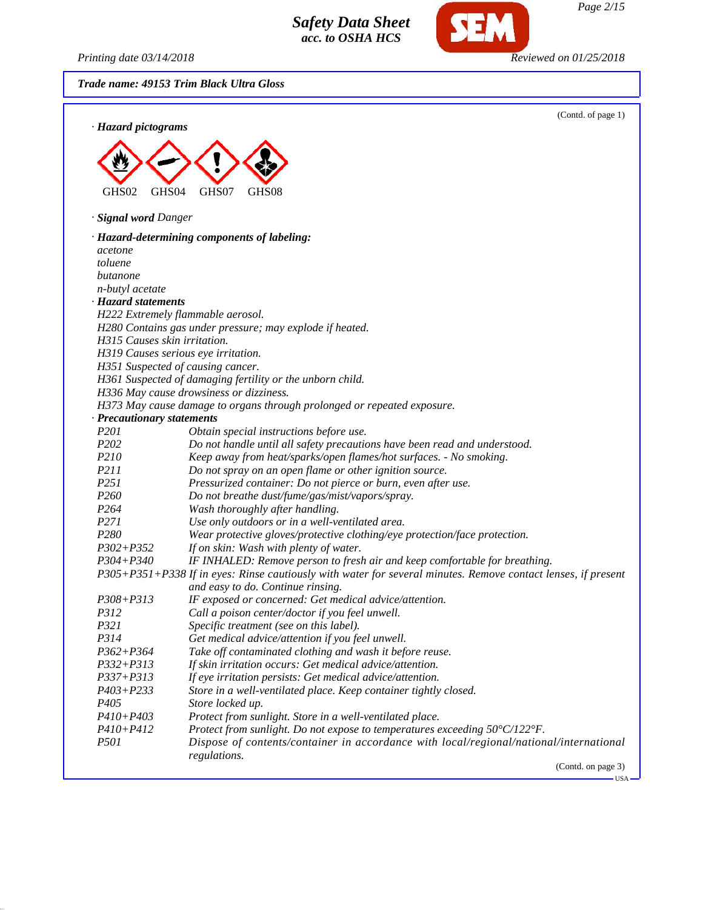**Trade name: 49153 Trim Black Ultra Gloss**

(Contd. of page 1)

· **Hazard pictograms**

GHS02 GHS04 GHS07 GHS08

· **Signal word** Danger

· **Hazard-determining components of labeling:**
acetone
toluene
butanone
n-butyl acetate

· **Hazard statements**
H222 Extremely flammable aerosol.
H280 Contains gas under pressure; may explode if heated.
H315 Causes skin irritation.
H319 Causes serious eye irritation.
H351 Suspected of causing cancer.
H361 Suspected of damaging fertility or the unborn child.
H336 May cause drowsiness or dizziness.
H373 May cause damage to organs through prolonged or repeated exposure.

· **Precautionary statements**

| | |
|---|---|
| P201 | Obtain special instructions before use. |
| P202 | Do not handle until all safety precautions have been read and understood. |
| P210 | Keep away from heat/sparks/open flames/hot surfaces. - No smoking. |
| P211 | Do not spray on an open flame or other ignition source. |
| P251 | Pressurized container: Do not pierce or burn, even after use. |
| P260 | Do not breathe dust/fume/gas/mist/vapors/spray. |
| P264 | Wash thoroughly after handling. |
| P271 | Use only outdoors or in a well-ventilated area. |
| P280 | Wear protective gloves/protective clothing/eye protection/face protection. |
| P302+P352 | If on skin: Wash with plenty of water. |
| P304+P340 | IF INHALED: Remove person to fresh air and keep comfortable for breathing. |
| P305+P351+P338 | If in eyes: Rinse cautiously with water for several minutes. Remove contact lenses, if present and easy to do. Continue rinsing. |
| P308+P313 | IF exposed or concerned: Get medical advice/attention. |
| P312 | Call a poison center/doctor if you feel unwell. |
| P321 | Specific treatment (see on this label). |
| P314 | Get medical advice/attention if you feel unwell. |
| P362+P364 | Take off contaminated clothing and wash it before reuse. |
| P332+P313 | If skin irritation occurs: Get medical advice/attention. |
| P337+P313 | If eye irritation persists: Get medical advice/attention. |
| P403+P233 | Store in a well-ventilated place. Keep container tightly closed. |
| P405 | Store locked up. |
| P410+P403 | Protect from sunlight. Store in a well-ventilated place. |
| P410+P412 | Protect from sunlight. Do not expose to temperatures exceeding 50°C/122°F. |
| P501 | Dispose of contents/container in accordance with local/regional/national/international regulations. |

(Contd. on page 3)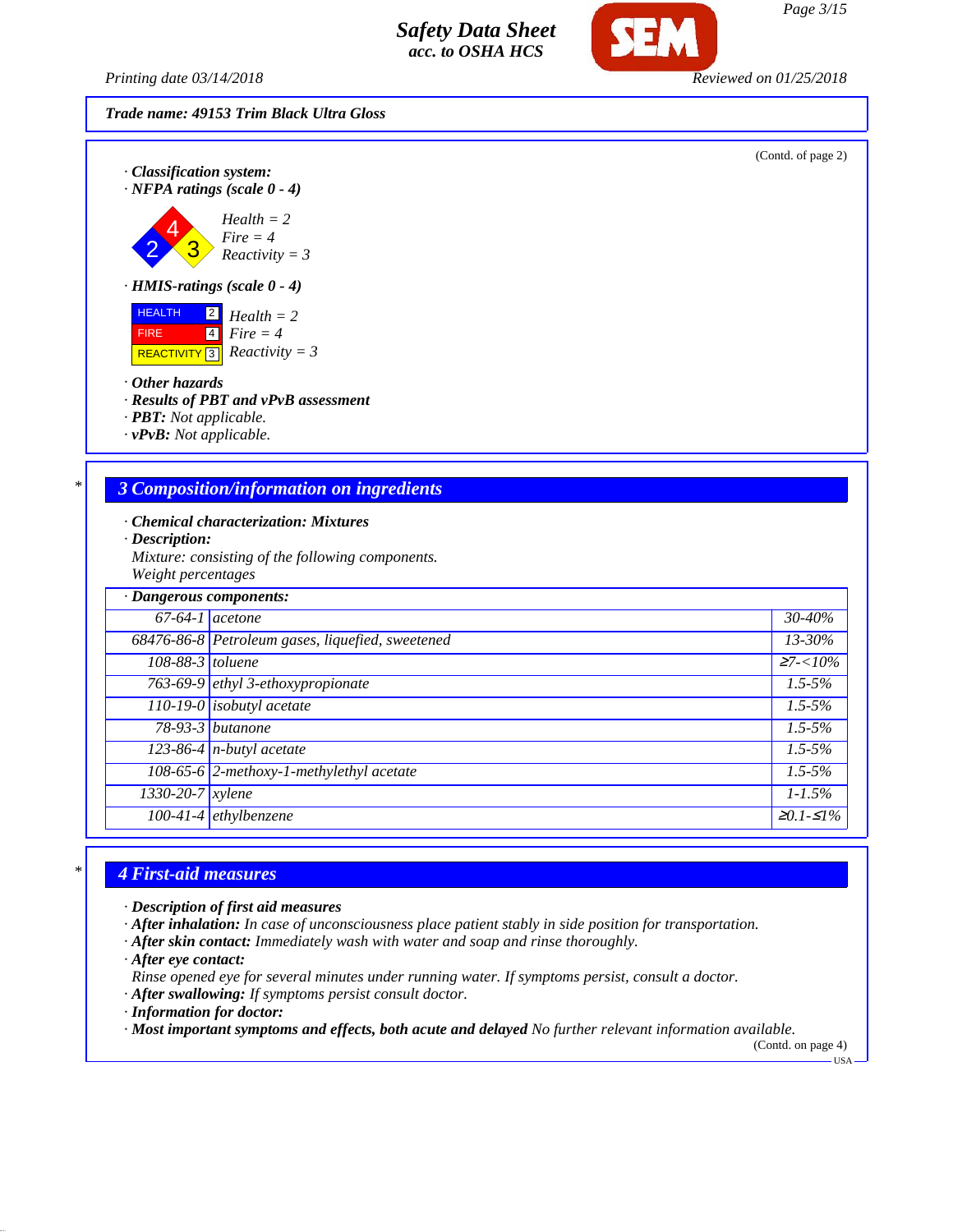Trade name: 49153 Trim Black Ultra Gloss

(Contd. of page 2)

· **Classification system:**
· **NFPA ratings (scale 0 - 4)**

Health = 2
Fire = 4
Reactivity = 3

· **HMIS-ratings (scale 0 - 4)**

| | | |
|---|---|---|
| HEALTH | 2 | Health = 2 |
| FIRE | 4 | Fire = 4 |
| REACTIVITY | 3 | Reactivity = 3 |

· **Other hazards**
· **Results of PBT and vPvB assessment**
· **PBT:** Not applicable.
· **vPvB:** Not applicable.

## 3 Composition/information on ingredients

· **Chemical characterization: Mixtures**
· **Description:**
Mixture: consisting of the following components.
Weight percentages

· **Dangerous components:**

| CAS | Component | % |
|---|---|---|
| 67-64-1 | acetone | 30-40% |
| 68476-86-8 | Petroleum gases, liquefied, sweetened | 13-30% |
| 108-88-3 | toluene | ≥7-<10% |
| 763-69-9 | ethyl 3-ethoxypropionate | 1.5-5% |
| 110-19-0 | isobutyl acetate | 1.5-5% |
| 78-93-3 | butanone | 1.5-5% |
| 123-86-4 | n-butyl acetate | 1.5-5% |
| 108-65-6 | 2-methoxy-1-methylethyl acetate | 1.5-5% |
| 1330-20-7 | xylene | 1-1.5% |
| 100-41-4 | ethylbenzene | ≥0.1-≤1% |

## 4 First-aid measures

· **Description of first aid measures**
· **After inhalation:** In case of unconsciousness place patient stably in side position for transportation.
· **After skin contact:** Immediately wash with water and soap and rinse thoroughly.
· **After eye contact:**
Rinse opened eye for several minutes under running water. If symptoms persist, consult a doctor.
· **After swallowing:** If symptoms persist consult doctor.
· **Information for doctor:**
· **Most important symptoms and effects, both acute and delayed** No further relevant information available.

(Contd. on page 4)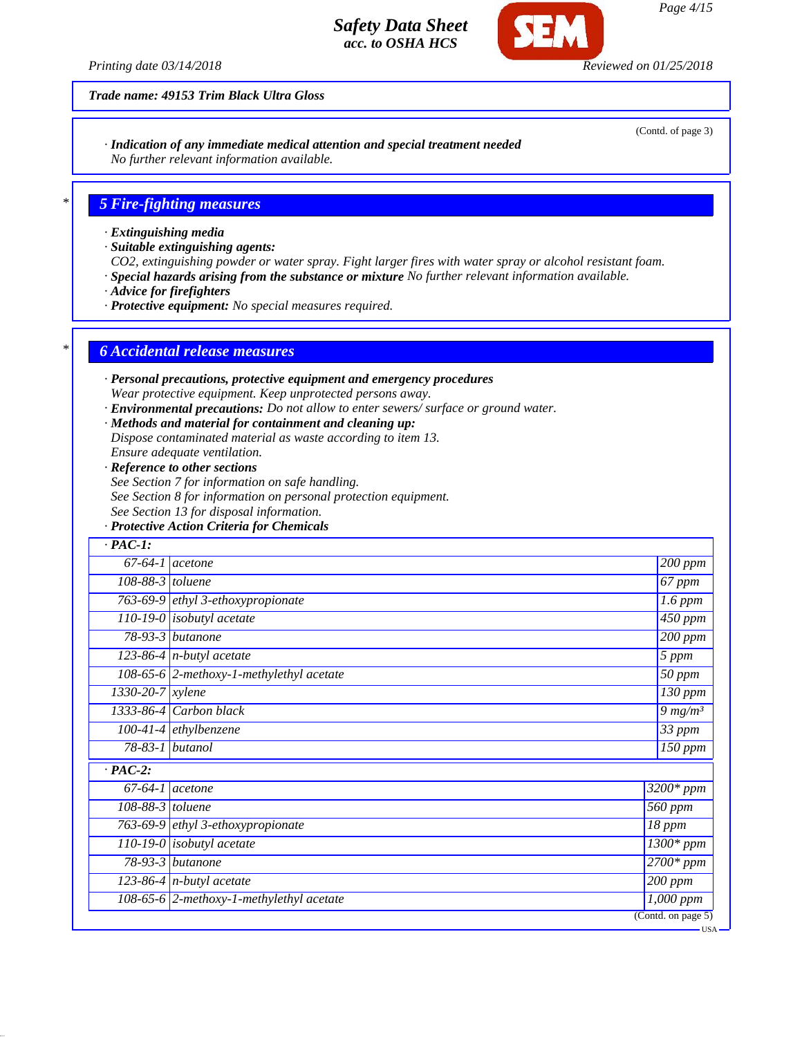**Trade name: 49153 Trim Black Ultra Gloss**

(Contd. of page 3)

· **Indication of any immediate medical attention and special treatment needed**
No further relevant information available.

## 5 Fire-fighting measures

· **Extinguishing media**
· **Suitable extinguishing agents:**
$CO_2$, extinguishing powder or water spray. Fight larger fires with water spray or alcohol resistant foam.
· **Special hazards arising from the substance or mixture** No further relevant information available.
· **Advice for firefighters**
· **Protective equipment:** No special measures required.

## 6 Accidental release measures

· **Personal precautions, protective equipment and emergency procedures**
Wear protective equipment. Keep unprotected persons away.
· **Environmental precautions:** Do not allow to enter sewers/ surface or ground water.
· **Methods and material for containment and cleaning up:**
Dispose contaminated material as waste according to item 13.
Ensure adequate ventilation.
· **Reference to other sections**
See Section 7 for information on safe handling.
See Section 8 for information on personal protection equipment.
See Section 13 for disposal information.
· **Protective Action Criteria for Chemicals**

| · **PAC-1:** | | |
|---|---|---|
| 67-64-1 | acetone | 200 ppm |
| 108-88-3 | toluene | 67 ppm |
| 763-69-9 | ethyl 3-ethoxypropionate | 1.6 ppm |
| 110-19-0 | isobutyl acetate | 450 ppm |
| 78-93-3 | butanone | 200 ppm |
| 123-86-4 | n-butyl acetate | 5 ppm |
| 108-65-6 | 2-methoxy-1-methylethyl acetate | 50 ppm |
| 1330-20-7 | xylene | 130 ppm |
| 1333-86-4 | Carbon black | 9 mg/m³ |
| 100-41-4 | ethylbenzene | 33 ppm |
| 78-83-1 | butanol | 150 ppm |

| · **PAC-2:** | | |
|---|---|---|
| 67-64-1 | acetone | 3200* ppm |
| 108-88-3 | toluene | 560 ppm |
| 763-69-9 | ethyl 3-ethoxypropionate | 18 ppm |
| 110-19-0 | isobutyl acetate | 1300* ppm |
| 78-93-3 | butanone | 2700* ppm |
| 123-86-4 | n-butyl acetate | 200 ppm |
| 108-65-6 | 2-methoxy-1-methylethyl acetate | 1,000 ppm |

(Contd. on page 5)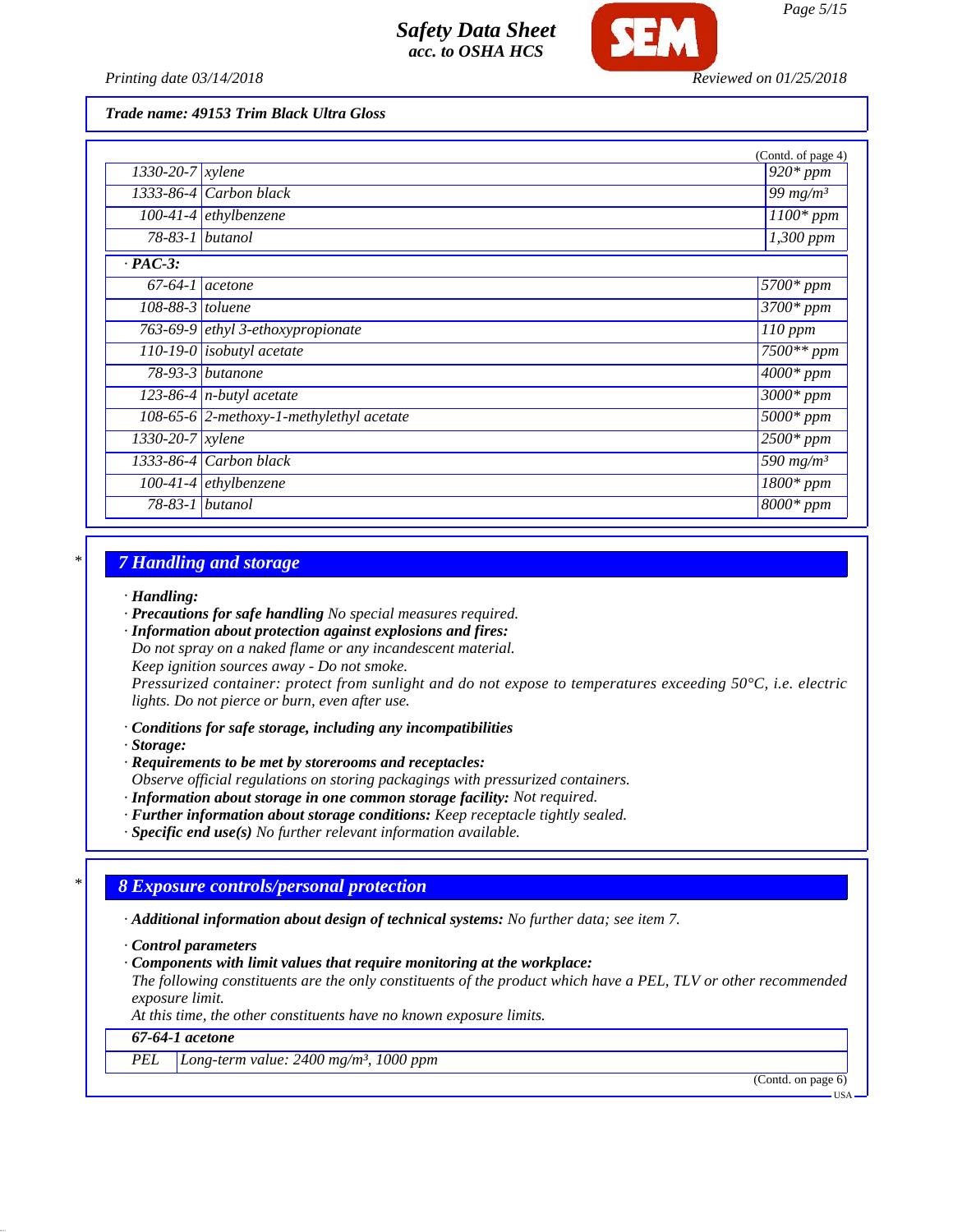Trade name: 49153 Trim Black Ultra Gloss

(Contd. of page 4)

| | | |
|---|---|---|
| 1330-20-7 | xylene | 920* ppm |
| 1333-86-4 | Carbon black | 99 mg/m³ |
| 100-41-4 | ethylbenzene | 1100* ppm |
| 78-83-1 | butanol | 1,300 ppm |

· **PAC-3:**

| | | |
|---|---|---|
| 67-64-1 | acetone | 5700* ppm |
| 108-88-3 | toluene | 3700* ppm |
| 763-69-9 | ethyl 3-ethoxypropionate | 110 ppm |
| 110-19-0 | isobutyl acetate | 7500** ppm |
| 78-93-3 | butanone | 4000* ppm |
| 123-86-4 | n-butyl acetate | 3000* ppm |
| 108-65-6 | 2-methoxy-1-methylethyl acetate | 5000* ppm |
| 1330-20-7 | xylene | 2500* ppm |
| 1333-86-4 | Carbon black | 590 mg/m³ |
| 100-41-4 | ethylbenzene | 1800* ppm |
| 78-83-1 | butanol | 8000* ppm |

## 7 Handling and storage

· **Handling:**
· **Precautions for safe handling** No special measures required.
· **Information about protection against explosions and fires:**
Do not spray on a naked flame or any incandescent material.
Keep ignition sources away - Do not smoke.
Pressurized container: protect from sunlight and do not expose to temperatures exceeding 50°C, i.e. electric lights. Do not pierce or burn, even after use.

· **Conditions for safe storage, including any incompatibilities**
· **Storage:**
· **Requirements to be met by storerooms and receptacles:**
Observe official regulations on storing packagings with pressurized containers.
· **Information about storage in one common storage facility:** Not required.
· **Further information about storage conditions:** Keep receptacle tightly sealed.
· **Specific end use(s)** No further relevant information available.

## 8 Exposure controls/personal protection

· **Additional information about design of technical systems:** No further data; see item 7.

· **Control parameters**
· **Components with limit values that require monitoring at the workplace:**
The following constituents are the only constituents of the product which have a PEL, TLV or other recommended exposure limit.
At this time, the other constituents have no known exposure limits.

| **67-64-1 acetone** | |
|---|---|
| PEL | Long-term value: 2400 mg/m³, 1000 ppm |

(Contd. on page 6)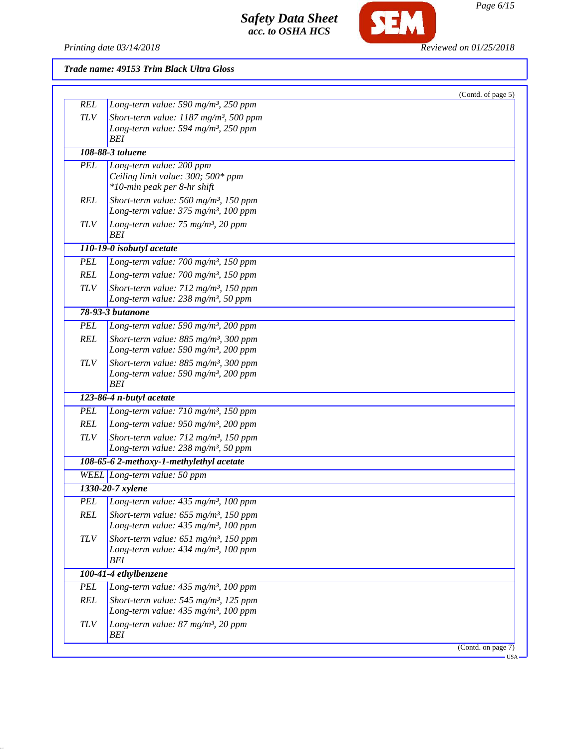**Trade name: 49153 Trim Black Ultra Gloss**

(Contd. of page 5)

| | |
|---|---|
| REL | Long-term value: 590 mg/m³, 250 ppm |
| TLV | Short-term value: 1187 mg/m³, 500 ppm<br>Long-term value: 594 mg/m³, 250 ppm<br>BEI |
| **108-88-3 toluene** | |
| PEL | Long-term value: 200 ppm<br>Ceiling limit value: 300; 500* ppm<br>*10-min peak per 8-hr shift |
| REL | Short-term value: 560 mg/m³, 150 ppm<br>Long-term value: 375 mg/m³, 100 ppm |
| TLV | Long-term value: 75 mg/m³, 20 ppm<br>BEI |
| **110-19-0 isobutyl acetate** | |
| PEL | Long-term value: 700 mg/m³, 150 ppm |
| REL | Long-term value: 700 mg/m³, 150 ppm |
| TLV | Short-term value: 712 mg/m³, 150 ppm<br>Long-term value: 238 mg/m³, 50 ppm |
| **78-93-3 butanone** | |
| PEL | Long-term value: 590 mg/m³, 200 ppm |
| REL | Short-term value: 885 mg/m³, 300 ppm<br>Long-term value: 590 mg/m³, 200 ppm |
| TLV | Short-term value: 885 mg/m³, 300 ppm<br>Long-term value: 590 mg/m³, 200 ppm<br>BEI |
| **123-86-4 n-butyl acetate** | |
| PEL | Long-term value: 710 mg/m³, 150 ppm |
| REL | Long-term value: 950 mg/m³, 200 ppm |
| TLV | Short-term value: 712 mg/m³, 150 ppm<br>Long-term value: 238 mg/m³, 50 ppm |
| **108-65-6 2-methoxy-1-methylethyl acetate** | |
| WEEL | Long-term value: 50 ppm |
| **1330-20-7 xylene** | |
| PEL | Long-term value: 435 mg/m³, 100 ppm |
| REL | Short-term value: 655 mg/m³, 150 ppm<br>Long-term value: 435 mg/m³, 100 ppm |
| TLV | Short-term value: 651 mg/m³, 150 ppm<br>Long-term value: 434 mg/m³, 100 ppm<br>BEI |
| **100-41-4 ethylbenzene** | |
| PEL | Long-term value: 435 mg/m³, 100 ppm |
| REL | Short-term value: 545 mg/m³, 125 ppm<br>Long-term value: 435 mg/m³, 100 ppm |
| TLV | Long-term value: 87 mg/m³, 20 ppm<br>BEI |

(Contd. on page 7)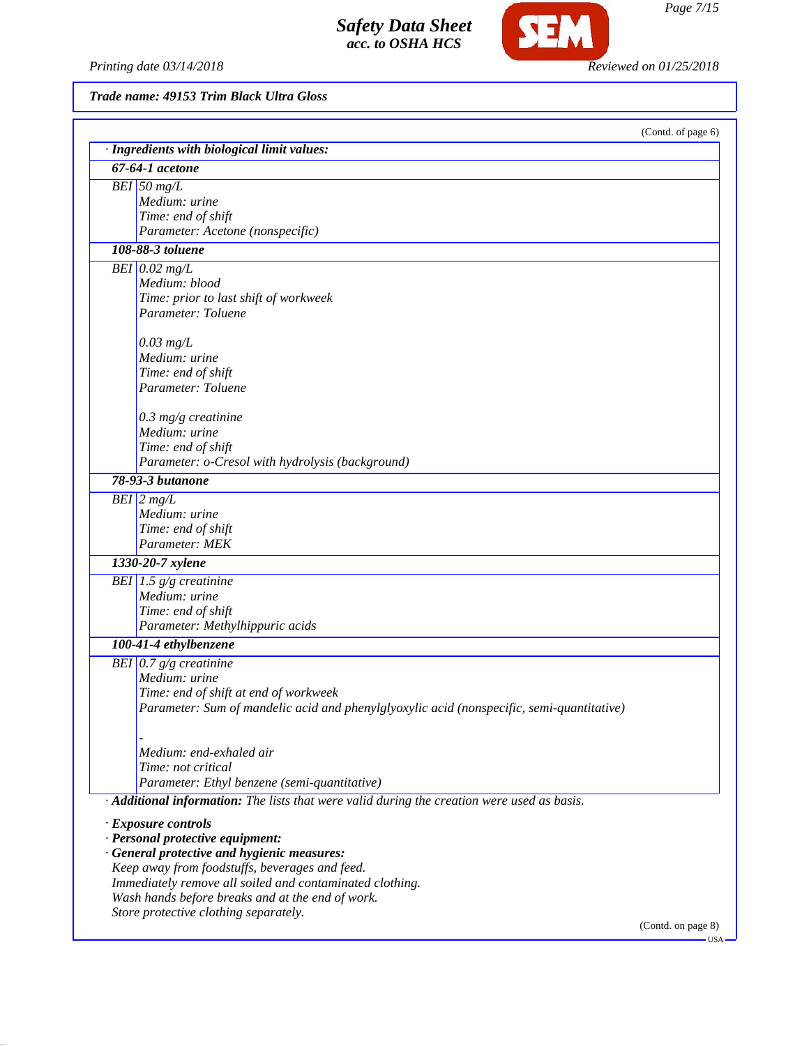**Trade name: 49153 Trim Black Ultra Gloss**

(Contd. of page 6)

· **Ingredients with biological limit values:**

**67-64-1 acetone**

| | |
|---|---|
| BEI | 50 mg/L<br>Medium: urine<br>Time: end of shift<br>Parameter: Acetone (nonspecific) |

**108-88-3 toluene**

| | |
|---|---|
| BEI | 0.02 mg/L<br>Medium: blood<br>Time: prior to last shift of workweek<br>Parameter: Toluene<br><br>0.03 mg/L<br>Medium: urine<br>Time: end of shift<br>Parameter: Toluene<br><br>0.3 mg/g creatinine<br>Medium: urine<br>Time: end of shift<br>Parameter: o-Cresol with hydrolysis (background) |

**78-93-3 butanone**

| | |
|---|---|
| BEI | 2 mg/L<br>Medium: urine<br>Time: end of shift<br>Parameter: MEK |

**1330-20-7 xylene**

| | |
|---|---|
| BEI | 1.5 g/g creatinine<br>Medium: urine<br>Time: end of shift<br>Parameter: Methylhippuric acids |

**100-41-4 ethylbenzene**

| | |
|---|---|
| BEI | 0.7 g/g creatinine<br>Medium: urine<br>Time: end of shift at end of workweek<br>Parameter: Sum of mandelic acid and phenylglyoxylic acid (nonspecific, semi-quantitative)<br><br>-<br>Medium: end-exhaled air<br>Time: not critical<br>Parameter: Ethyl benzene (semi-quantitative) |

· **Additional information:** The lists that were valid during the creation were used as basis.

· **Exposure controls**

· **Personal protective equipment:**

· **General protective and hygienic measures:**

Keep away from foodstuffs, beverages and feed.
Immediately remove all soiled and contaminated clothing.
Wash hands before breaks and at the end of work.
Store protective clothing separately.

(Contd. on page 8)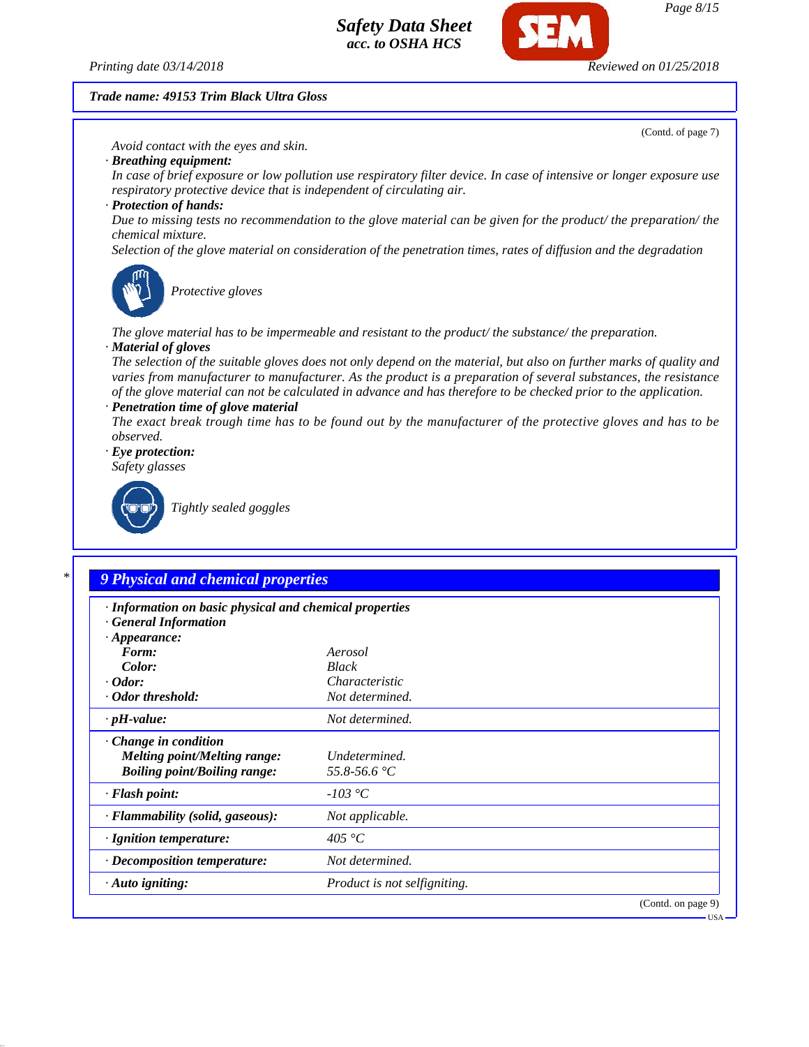**Trade name: 49153 Trim Black Ultra Gloss**

(Contd. of page 7)

Avoid contact with the eyes and skin.

· **Breathing equipment:**
In case of brief exposure or low pollution use respiratory filter device. In case of intensive or longer exposure use respiratory protective device that is independent of circulating air.

· **Protection of hands:**
Due to missing tests no recommendation to the glove material can be given for the product/ the preparation/ the chemical mixture.
Selection of the glove material on consideration of the penetration times, rates of diffusion and the degradation

Protective gloves

The glove material has to be impermeable and resistant to the product/ the substance/ the preparation.

· **Material of gloves**
The selection of the suitable gloves does not only depend on the material, but also on further marks of quality and varies from manufacturer to manufacturer. As the product is a preparation of several substances, the resistance of the glove material can not be calculated in advance and has therefore to be checked prior to the application.

· **Penetration time of glove material**
The exact break trough time has to be found out by the manufacturer of the protective gloves and has to be observed.

· **Eye protection:**
Safety glasses

Tightly sealed goggles

## 9 Physical and chemical properties

· **Information on basic physical and chemical properties**
· **General Information**

| Property | Value |
|---|---|
| · **Appearance:** | |
| **Form:** | Aerosol |
| **Color:** | Black |
| · **Odor:** | Characteristic |
| · **Odor threshold:** | Not determined. |
| · **pH-value:** | Not determined. |
| · **Change in condition** | |
| **Melting point/Melting range:** | Undetermined. |
| **Boiling point/Boiling range:** | 55.8-56.6 °C |
| · **Flash point:** | -103 °C |
| · **Flammability (solid, gaseous):** | Not applicable. |
| · **Ignition temperature:** | 405 °C |
| · **Decomposition temperature:** | Not determined. |
| · **Auto igniting:** | Product is not selfigniting. |

(Contd. on page 9)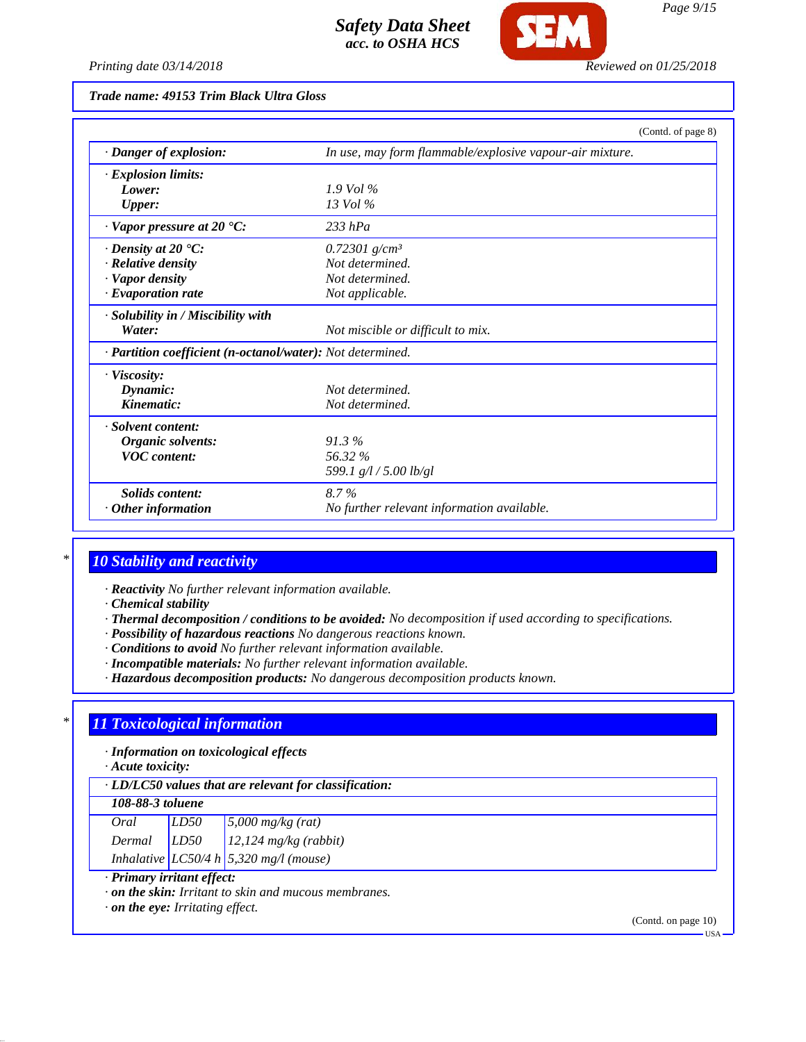Trade name: 49153 Trim Black Ultra Gloss

(Contd. of page 8)

| | |
|---|---|
| · **Danger of explosion:** | In use, may form flammable/explosive vapour-air mixture. |
| · **Explosion limits:** | |
| **Lower:** | 1.9 Vol % |
| **Upper:** | 13 Vol % |
| · **Vapor pressure at 20 °C:** | 233 hPa |
| · **Density at 20 °C:** | 0.72301 g/cm³ |
| · **Relative density** | Not determined. |
| · **Vapor density** | Not determined. |
| · **Evaporation rate** | Not applicable. |
| · **Solubility in / Miscibility with** | |
| **Water:** | Not miscible or difficult to mix. |
| · **Partition coefficient (n-octanol/water):** | Not determined. |
| · **Viscosity:** | |
| **Dynamic:** | Not determined. |
| **Kinematic:** | Not determined. |
| · **Solvent content:** | |
| **Organic solvents:** | 91.3 % |
| **VOC content:** | 56.32 % |
| | 599.1 g/l / 5.00 lb/gl |
| **Solids content:** | 8.7 % |
| · **Other information** | No further relevant information available. |

## * 10 Stability and reactivity

· **Reactivity** No further relevant information available.
· **Chemical stability**
· **Thermal decomposition / conditions to be avoided:** No decomposition if used according to specifications.
· **Possibility of hazardous reactions** No dangerous reactions known.
· **Conditions to avoid** No further relevant information available.
· **Incompatible materials:** No further relevant information available.
· **Hazardous decomposition products:** No dangerous decomposition products known.

## * 11 Toxicological information

· **Information on toxicological effects**
· **Acute toxicity:**

| · **LD/LC50 values that are relevant for classification:** | | |
|---|---|---|
| **108-88-3 toluene** | | |
| Oral | LD50 | 5,000 mg/kg (rat) |
| Dermal | LD50 | 12,124 mg/kg (rabbit) |
| Inhalative | LC50/4 h | 5,320 mg/l (mouse) |

· **Primary irritant effect:**
· **on the skin:** Irritant to skin and mucous membranes.
· **on the eye:** Irritating effect.

(Contd. on page 10)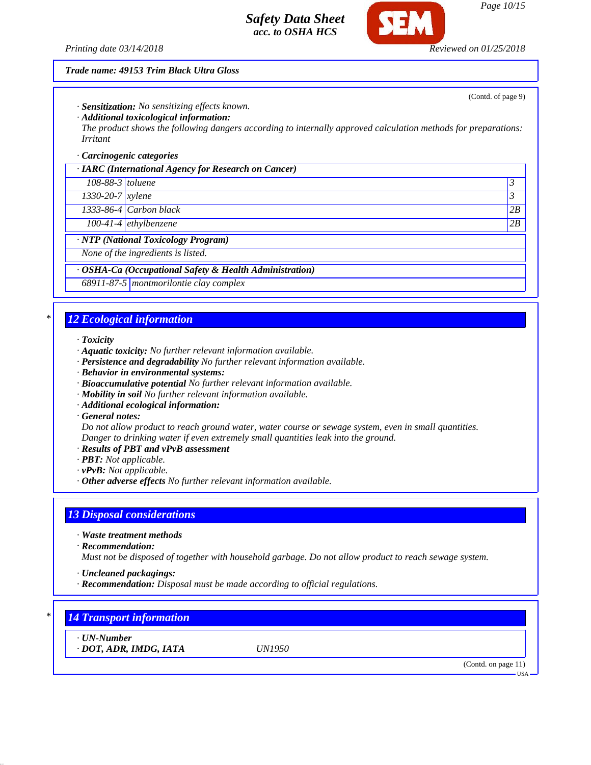Trade name: 49153 Trim Black Ultra Gloss

(Contd. of page 9)

· **Sensitization:** No sensitizing effects known.
· **Additional toxicological information:**
The product shows the following dangers according to internally approved calculation methods for preparations:
Irritant

· **Carcinogenic categories**

| · IARC (International Agency for Research on Cancer) | | |
|---|---|---|
| 108-88-3 | toluene | 3 |
| 1330-20-7 | xylene | 3 |
| 1333-86-4 | Carbon black | 2B |
| 100-41-4 | ethylbenzene | 2B |

| · NTP (National Toxicology Program) |
|---|
| None of the ingredients is listed. |

| · OSHA-Ca (Occupational Safety & Health Administration) | |
|---|---|
| 68911-87-5 | montmorilontie clay complex |

## 12 Ecological information

· **Toxicity**
· **Aquatic toxicity:** No further relevant information available.
· **Persistence and degradability** No further relevant information available.
· **Behavior in environmental systems:**
· **Bioaccumulative potential** No further relevant information available.
· **Mobility in soil** No further relevant information available.
· **Additional ecological information:**
· **General notes:**
Do not allow product to reach ground water, water course or sewage system, even in small quantities.
Danger to drinking water if even extremely small quantities leak into the ground.
· **Results of PBT and vPvB assessment**
· **PBT:** Not applicable.
· **vPvB:** Not applicable.
· **Other adverse effects** No further relevant information available.

## 13 Disposal considerations

· **Waste treatment methods**
· **Recommendation:**
Must not be disposed of together with household garbage. Do not allow product to reach sewage system.

· **Uncleaned packagings:**
· **Recommendation:** Disposal must be made according to official regulations.

## 14 Transport information

· **UN-Number**
· **DOT, ADR, IMDG, IATA** UN1950

(Contd. on page 11)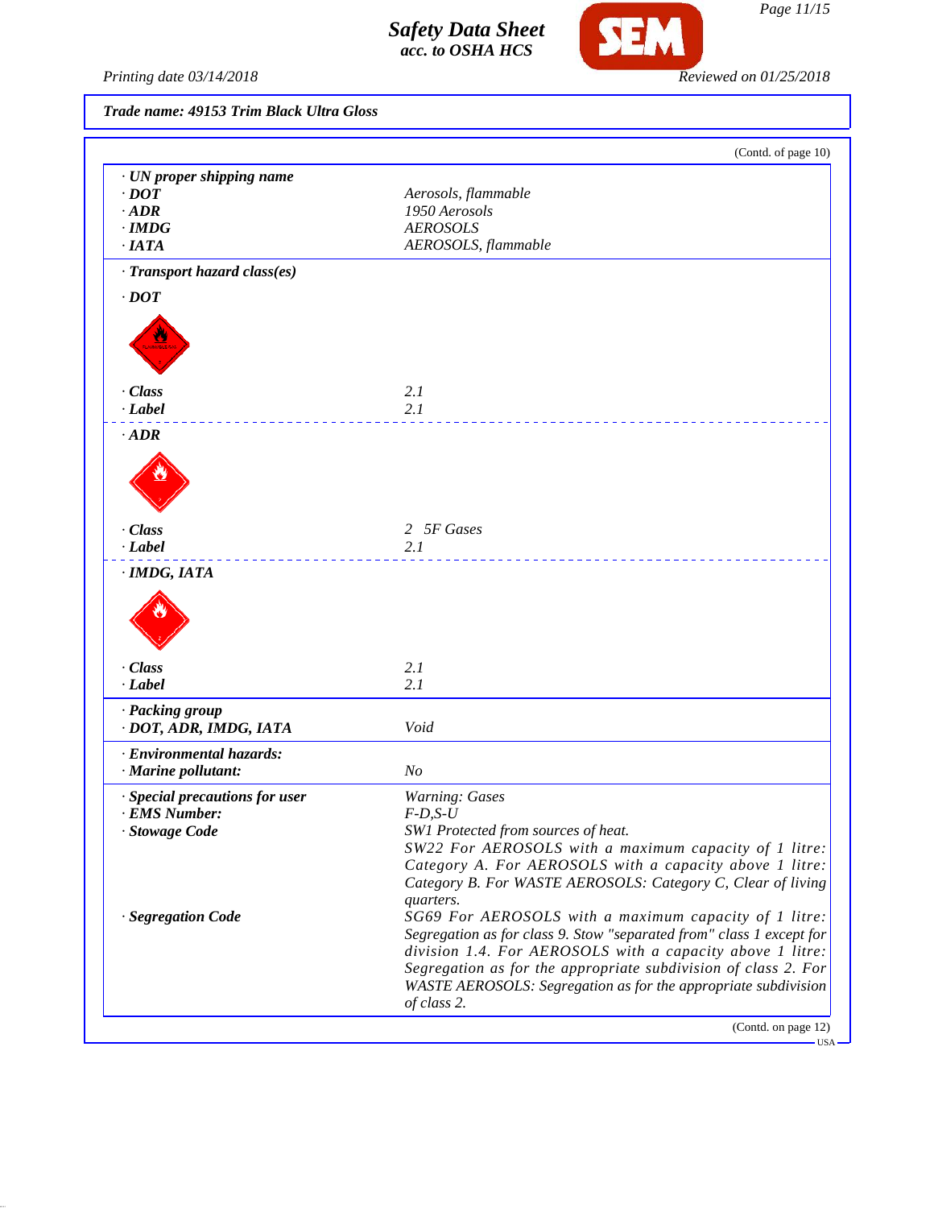**Trade name: 49153 Trim Black Ultra Gloss**

(Contd. of page 10)

| | |
|---|---|
| **· UN proper shipping name** | |
| **· DOT** | Aerosols, flammable |
| **· ADR** | 1950 Aerosols |
| **· IMDG** | AEROSOLS |
| **· IATA** | AEROSOLS, flammable |

**· Transport hazard class(es)**

**· DOT**

| | |
|---|---|
| **· Class** | 2.1 |
| **· Label** | 2.1 |

**· ADR**

| | |
|---|---|
| **· Class** | 2 5F Gases |
| **· Label** | 2.1 |

**· IMDG, IATA**

| | |
|---|---|
| **· Class** | 2.1 |
| **· Label** | 2.1 |

| | |
|---|---|
| **· Packing group** | |
| **· DOT, ADR, IMDG, IATA** | Void |
| **· Environmental hazards:** | |
| **· Marine pollutant:** | No |
| **· Special precautions for user** | Warning: Gases |
| **· EMS Number:** | F-D,S-U |
| **· Stowage Code** | SW1 Protected from sources of heat. SW22 For AEROSOLS with a maximum capacity of 1 litre: Category A. For AEROSOLS with a capacity above 1 litre: Category B. For WASTE AEROSOLS: Category C, Clear of living quarters. |
| **· Segregation Code** | SG69 For AEROSOLS with a maximum capacity of 1 litre: Segregation as for class 9. Stow "separated from" class 1 except for division 1.4. For AEROSOLS with a capacity above 1 litre: Segregation as for the appropriate subdivision of class 2. For WASTE AEROSOLS: Segregation as for the appropriate subdivision of class 2. |

(Contd. on page 12)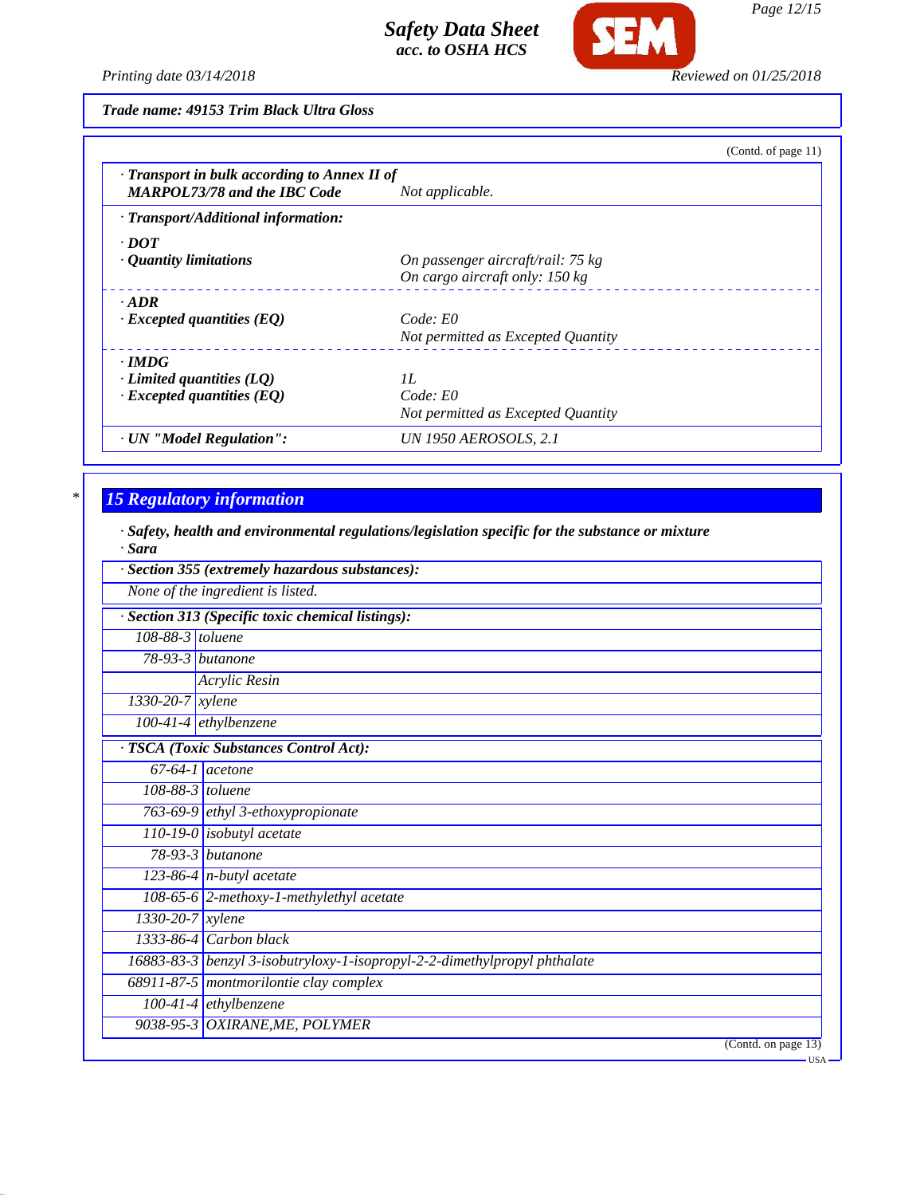**Trade name: 49153 Trim Black Ultra Gloss**

(Contd. of page 11)

| | |
|---|---|
| **· Transport in bulk according to Annex II of MARPOL73/78 and the IBC Code** | *Not applicable.* |
| **· Transport/Additional information:** | |
| **· DOT** | |
| **· Quantity limitations** | *On passenger aircraft/rail: 75 kg*<br>*On cargo aircraft only: 150 kg* |
| **· ADR** | |
| **· Excepted quantities (EQ)** | *Code: E0*<br>*Not permitted as Excepted Quantity* |
| **· IMDG** | |
| **· Limited quantities (LQ)** | *1L* |
| **· Excepted quantities (EQ)** | *Code: E0*<br>*Not permitted as Excepted Quantity* |
| **· UN "Model Regulation":** | *UN 1950 AEROSOLS, 2.1* |

## 15 Regulatory information

**· Safety, health and environmental regulations/legislation specific for the substance or mixture**

**· Sara**

**· Section 355 (extremely hazardous substances):**

*None of the ingredient is listed.*

**· Section 313 (Specific toxic chemical listings):**

| | |
|---|---|
| 108-88-3 | toluene |
| 78-93-3 | butanone |
| | Acrylic Resin |
| 1330-20-7 | xylene |
| 100-41-4 | ethylbenzene |

**· TSCA (Toxic Substances Control Act):**

| | |
|---|---|
| 67-64-1 | acetone |
| 108-88-3 | toluene |
| 763-69-9 | ethyl 3-ethoxypropionate |
| 110-19-0 | isobutyl acetate |
| 78-93-3 | butanone |
| 123-86-4 | n-butyl acetate |
| 108-65-6 | 2-methoxy-1-methylethyl acetate |
| 1330-20-7 | xylene |
| 1333-86-4 | Carbon black |
| 16883-83-3 | benzyl 3-isobutryloxy-1-isopropyl-2-2-dimethylpropyl phthalate |
| 68911-87-5 | montmorilontie clay complex |
| 100-41-4 | ethylbenzene |
| 9038-95-3 | OXIRANE,ME, POLYMER |

(Contd. on page 13)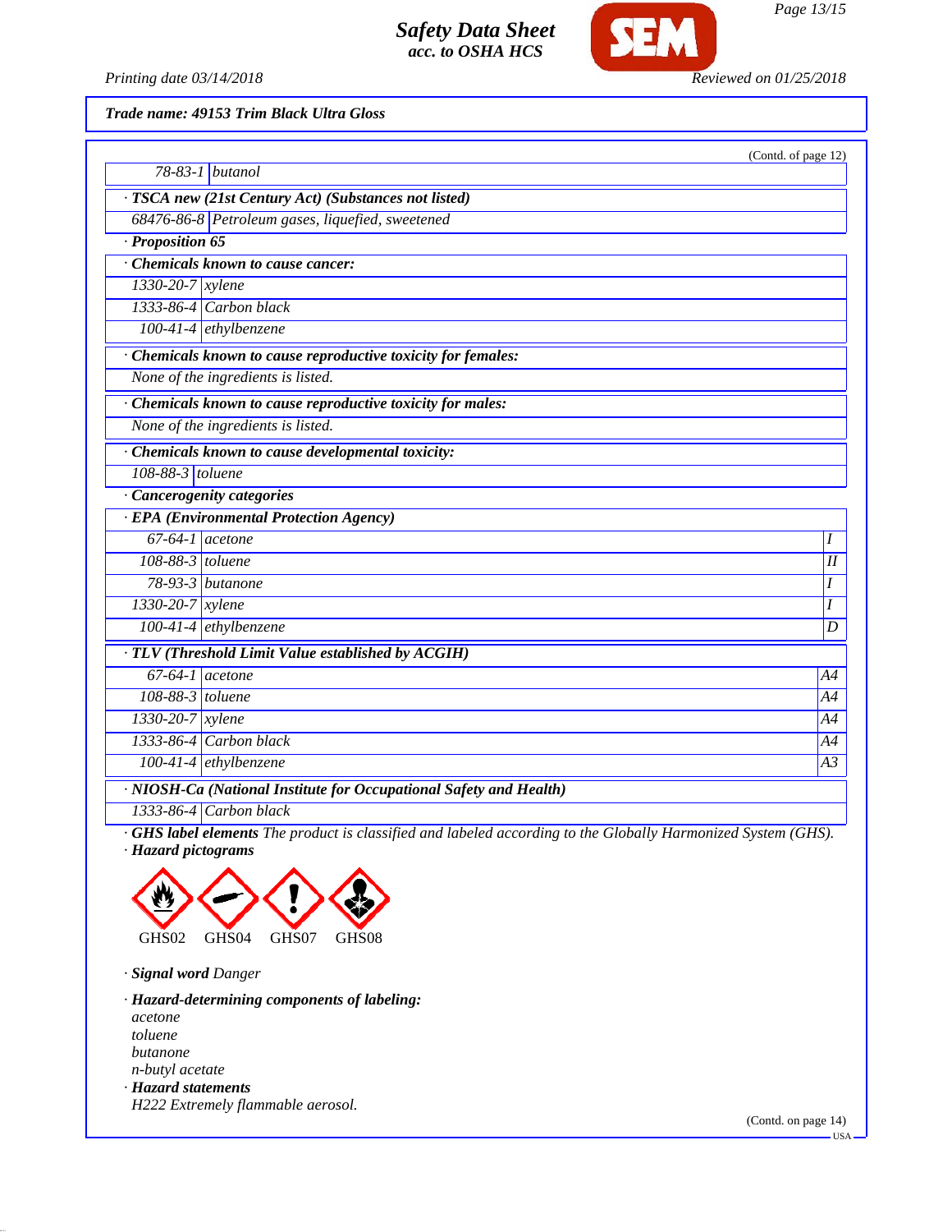**Trade name: 49153 Trim Black Ultra Gloss**

(Contd. of page 12)

| 78-83-1 | butanol |
|---|---|

**· TSCA new (21st Century Act) (Substances not listed)**

| 68476-86-8 | Petroleum gases, liquefied, sweetened |
|---|---|

**· Proposition 65**

**· Chemicals known to cause cancer:**

| 1330-20-7 | xylene |
|---|---|
| 1333-86-4 | Carbon black |
| 100-41-4 | ethylbenzene |

**· Chemicals known to cause reproductive toxicity for females:**

None of the ingredients is listed.

**· Chemicals known to cause reproductive toxicity for males:**

None of the ingredients is listed.

**· Chemicals known to cause developmental toxicity:**

| 108-88-3 | toluene |
|---|---|

**· Cancerogenity categories**

**· EPA (Environmental Protection Agency)**

| | | |
|---|---|---|
| 67-64-1 | acetone | I |
| 108-88-3 | toluene | II |
| 78-93-3 | butanone | I |
| 1330-20-7 | xylene | I |
| 100-41-4 | ethylbenzene | D |

**· TLV (Threshold Limit Value established by ACGIH)**

| | | |
|---|---|---|
| 67-64-1 | acetone | A4 |
| 108-88-3 | toluene | A4 |
| 1330-20-7 | xylene | A4 |
| 1333-86-4 | Carbon black | A4 |
| 100-41-4 | ethylbenzene | A3 |

**· NIOSH-Ca (National Institute for Occupational Safety and Health)**

| 1333-86-4 | Carbon black |
|---|---|

**· GHS label elements** The product is classified and labeled according to the Globally Harmonized System (GHS).

**· Hazard pictograms**

GHS02 GHS04 GHS07 GHS08

**· Signal word** Danger

**· Hazard-determining components of labeling:**

acetone
toluene
butanone
n-butyl acetate

**· Hazard statements**

H222 Extremely flammable aerosol.

(Contd. on page 14)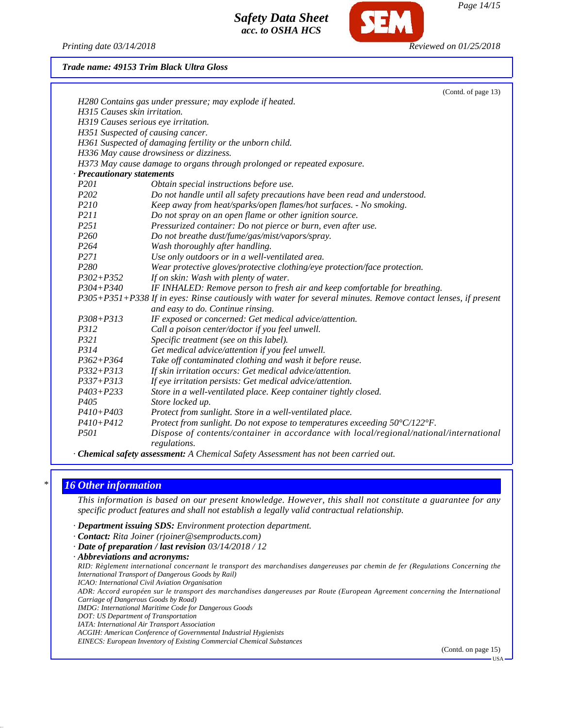**Trade name: 49153 Trim Black Ultra Gloss**

(Contd. of page 13)

H280 Contains gas under pressure; may explode if heated.
H315 Causes skin irritation.
H319 Causes serious eye irritation.
H351 Suspected of causing cancer.
H361 Suspected of damaging fertility or the unborn child.
H336 May cause drowsiness or dizziness.
H373 May cause damage to organs through prolonged or repeated exposure.

· **Precautionary statements**

| | |
|---|---|
| P201 | Obtain special instructions before use. |
| P202 | Do not handle until all safety precautions have been read and understood. |
| P210 | Keep away from heat/sparks/open flames/hot surfaces. - No smoking. |
| P211 | Do not spray on an open flame or other ignition source. |
| P251 | Pressurized container: Do not pierce or burn, even after use. |
| P260 | Do not breathe dust/fume/gas/mist/vapors/spray. |
| P264 | Wash thoroughly after handling. |
| P271 | Use only outdoors or in a well-ventilated area. |
| P280 | Wear protective gloves/protective clothing/eye protection/face protection. |
| P302+P352 | If on skin: Wash with plenty of water. |
| P304+P340 | IF INHALED: Remove person to fresh air and keep comfortable for breathing. |
| P305+P351+P338 | If in eyes: Rinse cautiously with water for several minutes. Remove contact lenses, if present and easy to do. Continue rinsing. |
| P308+P313 | IF exposed or concerned: Get medical advice/attention. |
| P312 | Call a poison center/doctor if you feel unwell. |
| P321 | Specific treatment (see on this label). |
| P314 | Get medical advice/attention if you feel unwell. |
| P362+P364 | Take off contaminated clothing and wash it before reuse. |
| P332+P313 | If skin irritation occurs: Get medical advice/attention. |
| P337+P313 | If eye irritation persists: Get medical advice/attention. |
| P403+P233 | Store in a well-ventilated place. Keep container tightly closed. |
| P405 | Store locked up. |
| P410+P403 | Protect from sunlight. Store in a well-ventilated place. |
| P410+P412 | Protect from sunlight. Do not expose to temperatures exceeding 50°C/122°F. |
| P501 | Dispose of contents/container in accordance with local/regional/national/international regulations. |

· **Chemical safety assessment:** A Chemical Safety Assessment has not been carried out.

## 16 Other information

This information is based on our present knowledge. However, this shall not constitute a guarantee for any specific product features and shall not establish a legally valid contractual relationship.

· **Department issuing SDS:** Environment protection department.
· **Contact:** Rita Joiner (rjoiner@semproducts.com)
· **Date of preparation / last revision** 03/14/2018 / 12
· **Abbreviations and acronyms:**

RID: Règlement international concernant le transport des marchandises dangereuses par chemin de fer (Regulations Concerning the International Transport of Dangerous Goods by Rail)
ICAO: International Civil Aviation Organisation
ADR: Accord européen sur le transport des marchandises dangereuses par Route (European Agreement concerning the International Carriage of Dangerous Goods by Road)
IMDG: International Maritime Code for Dangerous Goods
DOT: US Department of Transportation
IATA: International Air Transport Association
ACGIH: American Conference of Governmental Industrial Hygienists
EINECS: European Inventory of Existing Commercial Chemical Substances

(Contd. on page 15)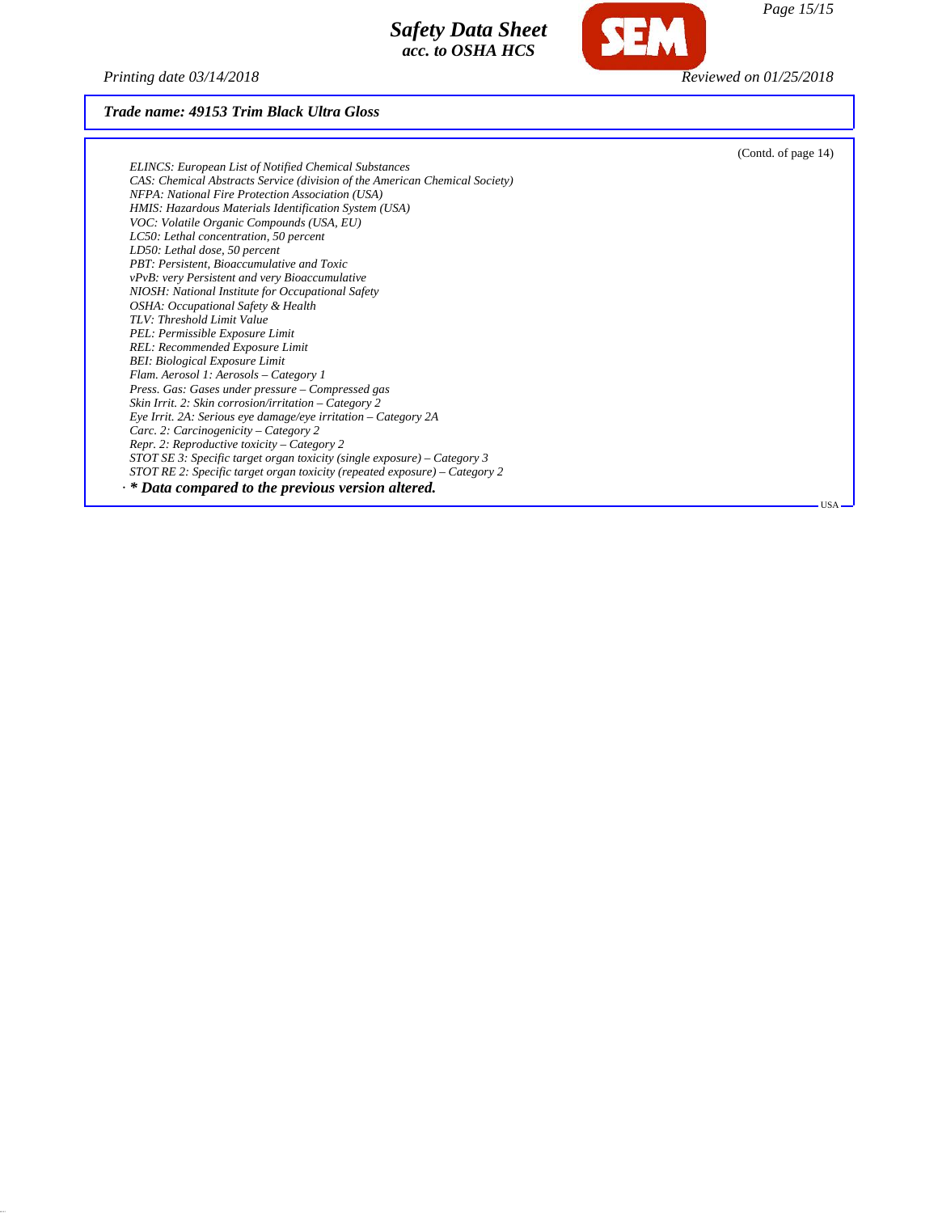**Trade name: 49153 Trim Black Ultra Gloss**

(Contd. of page 14)

*ELINCS: European List of Notified Chemical Substances*
*CAS: Chemical Abstracts Service (division of the American Chemical Society)*
*NFPA: National Fire Protection Association (USA)*
*HMIS: Hazardous Materials Identification System (USA)*
*VOC: Volatile Organic Compounds (USA, EU)*
*LC50: Lethal concentration, 50 percent*
*LD50: Lethal dose, 50 percent*
*PBT: Persistent, Bioaccumulative and Toxic*
*vPvB: very Persistent and very Bioaccumulative*
*NIOSH: National Institute for Occupational Safety*
*OSHA: Occupational Safety & Health*
*TLV: Threshold Limit Value*
*PEL: Permissible Exposure Limit*
*REL: Recommended Exposure Limit*
*BEI: Biological Exposure Limit*
*Flam. Aerosol 1: Aerosols – Category 1*
*Press. Gas: Gases under pressure – Compressed gas*
*Skin Irrit. 2: Skin corrosion/irritation – Category 2*
*Eye Irrit. 2A: Serious eye damage/eye irritation – Category 2A*
*Carc. 2: Carcinogenicity – Category 2*
*Repr. 2: Reproductive toxicity – Category 2*
*STOT SE 3: Specific target organ toxicity (single exposure) – Category 3*
*STOT RE 2: Specific target organ toxicity (repeated exposure) – Category 2*

· ***\* Data compared to the previous version altered.***

USA